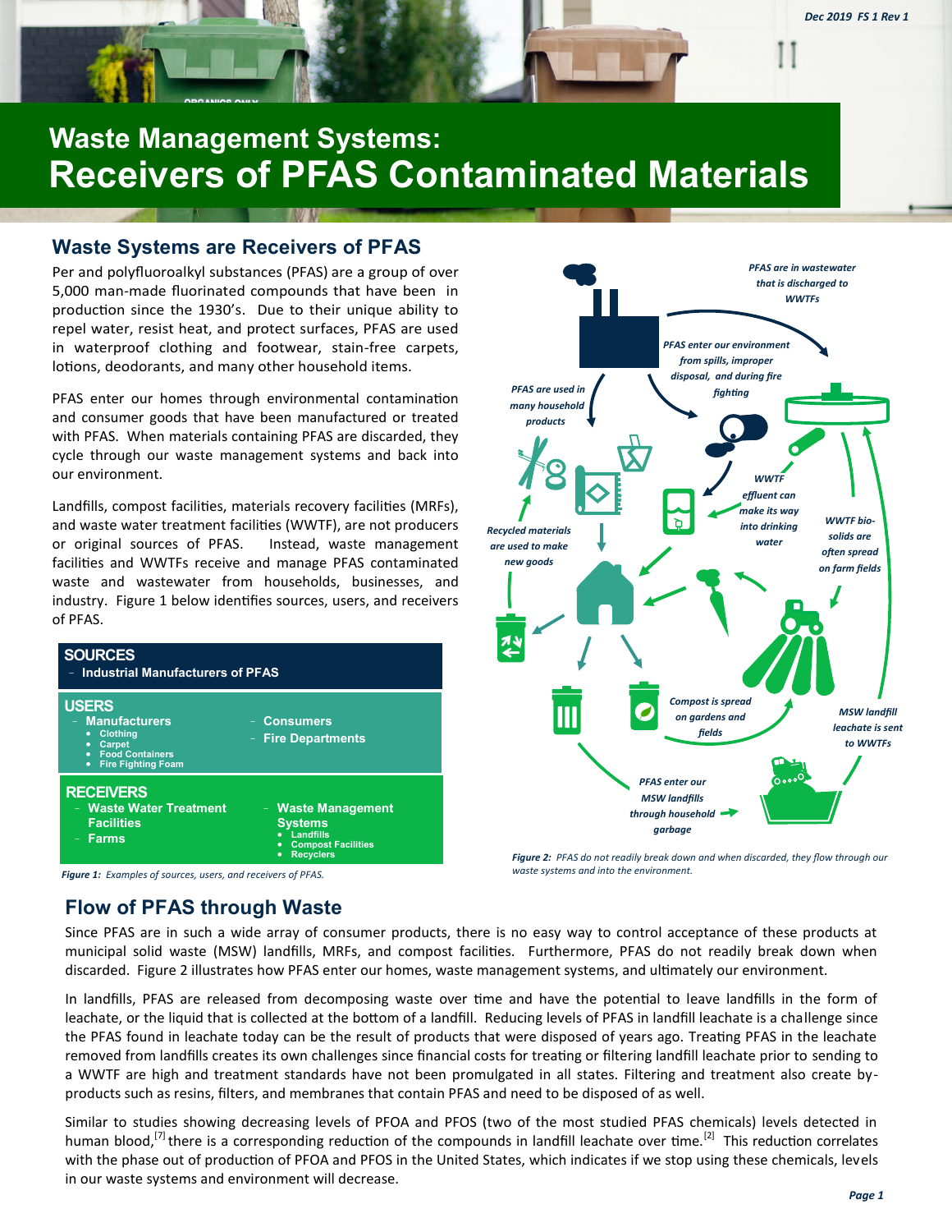# Waste Management Systems: Receivers of PFAS Contaminated Materials

## Waste Systems are Receivers of PFAS

Per and polyfluoroalkyl substances (PFAS) are a group of over 5,000 man-made fluorinated compounds that have been in production since the 1930's. Due to their unique ability to repel water, resist heat, and protect surfaces, PFAS are used in waterproof clothing and footwear, stain-free carpets, lotions, deodorants, and many other household items.

PFAS enter our homes through environmental contamination and consumer goods that have been manufactured or treated with PFAS. When materials containing PFAS are discarded, they cycle through our waste management systems and back into our environment.

Landfills, compost facilities, materials recovery facilities (MRFs), and waste water treatment facilities (WWTF), are not producers or original sources of PFAS. Instead, waste management facilities and WWTFs receive and manage PFAS contaminated waste and wastewater from households, businesses, and industry. Figure 1 below identifies sources, users, and receivers of PFAS.

**SOURCES**
- Industrial Manufacturers of PFAS

**USERS**
- Manufacturers
  - Clothing
  - Carpet
  - Food Containers
  - Fire Fighting Foam
- Consumers
- Fire Departments

**RECEIVERS**
- Waste Water Treatment Facilities
- Farms
- Waste Management Systems
  - Landfills
  - Compost Facilities
  - Recyclers

*Figure 1: Examples of sources, users, and receivers of PFAS.*

*PFAS are in wastewater that is discharged to WWTFs*

*PFAS enter our environment from spills, improper disposal, and during fire fighting*

*PFAS are used in many household products*

*Recycled materials are used to make new goods*

*WWTF effluent can make its way into drinking water*

*WWTF bio-solids are often spread on farm fields*

*Compost is spread on gardens and fields*

*MSW landfill leachate is sent to WWTFs*

*PFAS enter our MSW landfills through household garbage*

*Figure 2: PFAS do not readily break down and when discarded, they flow through our waste systems and into the environment.*

## Flow of PFAS through Waste

Since PFAS are in such a wide array of consumer products, there is no easy way to control acceptance of these products at municipal solid waste (MSW) landfills, MRFs, and compost facilities. Furthermore, PFAS do not readily break down when discarded. Figure 2 illustrates how PFAS enter our homes, waste management systems, and ultimately our environment.

In landfills, PFAS are released from decomposing waste over time and have the potential to leave landfills in the form of leachate, or the liquid that is collected at the bottom of a landfill. Reducing levels of PFAS in landfill leachate is a challenge since the PFAS found in leachate today can be the result of products that were disposed of years ago. Treating PFAS in the leachate removed from landfills creates its own challenges since financial costs for treating or filtering landfill leachate prior to sending to a WWTF are high and treatment standards have not been promulgated in all states. Filtering and treatment also create by-products such as resins, filters, and membranes that contain PFAS and need to be disposed of as well.

Similar to studies showing decreasing levels of PFOA and PFOS (two of the most studied PFAS chemicals) levels detected in human blood,[7] there is a corresponding reduction of the compounds in landfill leachate over time.[2] This reduction correlates with the phase out of production of PFOA and PFOS in the United States, which indicates if we stop using these chemicals, levels in our waste systems and environment will decrease.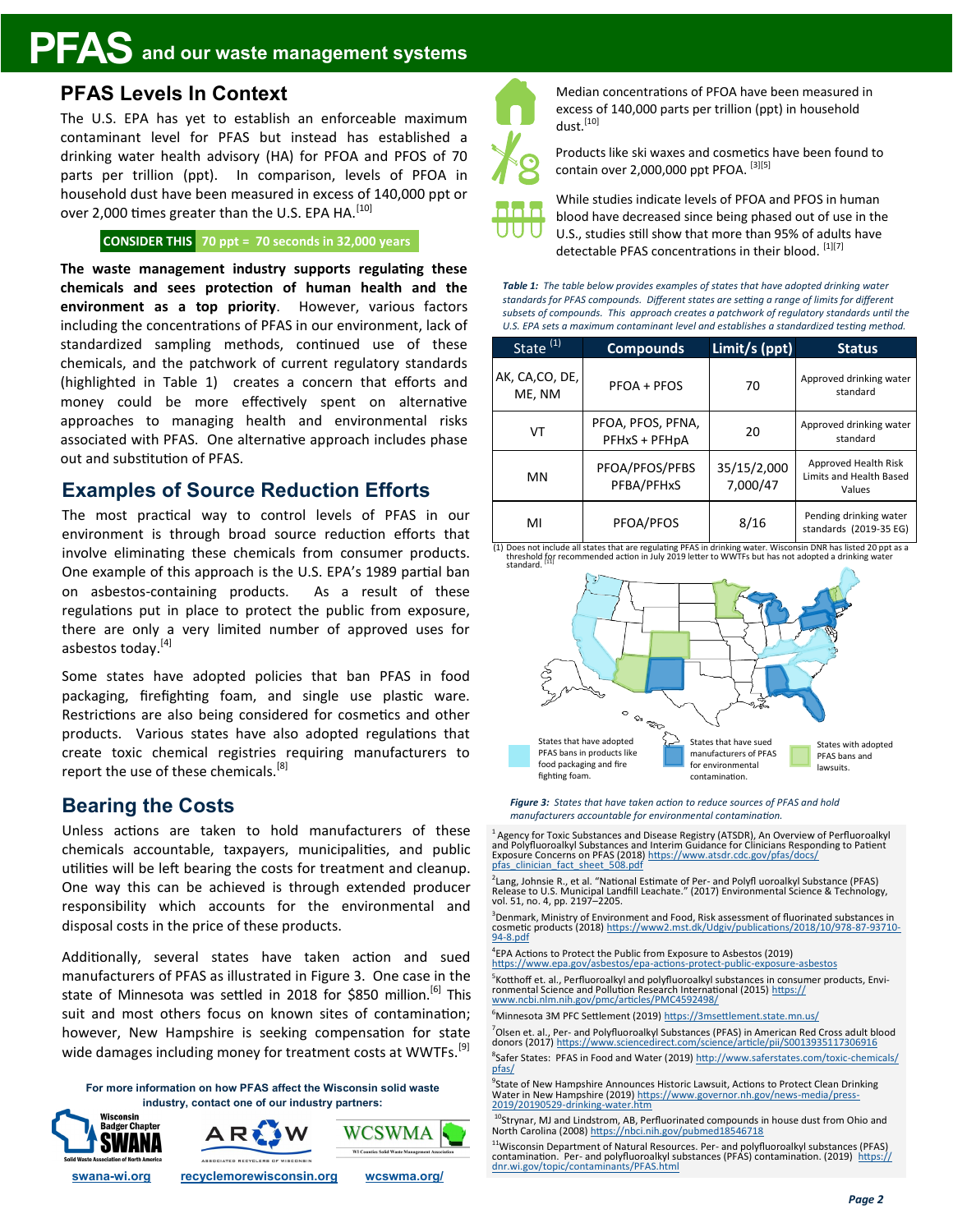# PFAS and our waste management systems

## PFAS Levels In Context

The U.S. EPA has yet to establish an enforceable maximum contaminant level for PFAS but instead has established a drinking water health advisory (HA) for PFOA and PFOS of 70 parts per trillion (ppt). In comparison, levels of PFOA in household dust have been measured in excess of 140,000 ppt or over 2,000 times greater than the U.S. EPA HA.[10]

**CONSIDER THIS** **70 ppt = 70 seconds in 32,000 years**

**The waste management industry supports regulating these chemicals and sees protection of human health and the environment as a top priority**. However, various factors including the concentrations of PFAS in our environment, lack of standardized sampling methods, continued use of these chemicals, and the patchwork of current regulatory standards (highlighted in Table 1) creates a concern that efforts and money could be more effectively spent on alternative approaches to managing health and environmental risks associated with PFAS. One alternative approach includes phase out and substitution of PFAS.

## Examples of Source Reduction Efforts

The most practical way to control levels of PFAS in our environment is through broad source reduction efforts that involve eliminating these chemicals from consumer products. One example of this approach is the U.S. EPA's 1989 partial ban on asbestos-containing products. As a result of these regulations put in place to protect the public from exposure, there are only a very limited number of approved uses for asbestos today.[4]

Some states have adopted policies that ban PFAS in food packaging, firefighting foam, and single use plastic ware. Restrictions are also being considered for cosmetics and other products. Various states have also adopted regulations that create toxic chemical registries requiring manufacturers to report the use of these chemicals.[8]

## Bearing the Costs

Unless actions are taken to hold manufacturers of these chemicals accountable, taxpayers, municipalities, and public utilities will be left bearing the costs for treatment and cleanup. One way this can be achieved is through extended producer responsibility which accounts for the environmental and disposal costs in the price of these products.

Additionally, several states have taken action and sued manufacturers of PFAS as illustrated in Figure 3. One case in the state of Minnesota was settled in 2018 for $850 million.[6] This suit and most others focus on known sites of contamination; however, New Hampshire is seeking compensation for state wide damages including money for treatment costs at WWTFs.[9]

Median concentrations of PFOA have been measured in excess of 140,000 parts per trillion (ppt) in household dust.[10]

Products like ski waxes and cosmetics have been found to contain over 2,000,000 ppt PFOA.[3][5]

While studies indicate levels of PFOA and PFOS in human blood have decreased since being phased out of use in the U.S., studies still show that more than 95% of adults have detectable PFAS concentrations in their blood.[1][7]

*Table 1: The table below provides examples of states that have adopted drinking water standards for PFAS compounds. Different states are setting a range of limits for different subsets of compounds. This approach creates a patchwork of regulatory standards until the U.S. EPA sets a maximum contaminant level and establishes a standardized testing method.*

| State [1] | Compounds | Limit/s (ppt) | Status |
|---|---|---|---|
| AK, CA,CO, DE, ME, NM | PFOA + PFOS | 70 | Approved drinking water standard |
| VT | PFOA, PFOS, PFNA, PFHxS + PFHpA | 20 | Approved drinking water standard |
| MN | PFOA/PFOS/PFBS PFBA/PFHxS | 35/15/2,000 7,000/47 | Approved Health Risk Limits and Health Based Values |
| MI | PFOA/PFOS | 8/16 | Pending drinking water standards (2019-35 EG) |

(1) Does not include all states that are regulating PFAS in drinking water. Wisconsin DNR has listed 20 ppt as a threshold for recommended action in July 2019 letter to WWTFs but has not adopted a drinking water standard.[11]

States that have adopted PFAS bans in products like food packaging and fire fighting foam.

States that have sued manufacturers of PFAS for environmental contamination.

States with adopted PFAS bans and lawsuits.

*Figure 3: States that have taken action to reduce sources of PFAS and hold manufacturers accountable for environmental contamination.*

[1] Agency for Toxic Substances and Disease Registry (ATSDR), An Overview of Perfluoroalkyl and Polyfluoroalkyl Substances and Interim Guidance for Clinicians Responding to Patient Exposure Concerns on PFAS (2018) https://www.atsdr.cdc.gov/pfas/docs/pfas_clinician_fact_sheet_508.pdf

[2] Lang, Johnsie R., et al. "National Estimate of Per- and Polyfl uoroalkyl Substance (PFAS) Release to U.S. Municipal Landfill Leachate." (2017) Environmental Science & Technology, vol. 51, no. 4, pp. 2197–2205.

[3] Denmark, Ministry of Environment and Food, Risk assessment of fluorinated substances in cosmetic products (2018) https://www2.mst.dk/Udgiv/publications/2018/10/978-87-93710-94-8.pdf

[4] EPA Actions to Protect the Public from Exposure to Asbestos (2019) https://www.epa.gov/asbestos/epa-actions-protect-public-exposure-asbestos

[5] Kotthoff et. al., Perfluoroalkyl and polyfluoroalkyl substances in consumer products, Environmental Science and Pollution Research International (2015) https://www.ncbi.nlm.nih.gov/pmc/articles/PMC4592498/

[6] Minnesota 3M PFC Settlement (2019) https://3msettlement.state.mn.us/

[7] Olsen et. al., Per- and Polyfluoroalkyl Substances (PFAS) in American Red Cross adult blood donors (2017) https://www.sciencedirect.com/science/article/pii/S0013935117306916

[8] Safer States: PFAS in Food and Water (2019) http://www.saferstates.com/toxic-chemicals/pfas/

[9] State of New Hampshire Announces Historic Lawsuit, Actions to Protect Clean Drinking Water in New Hampshire (2019) https://www.governor.nh.gov/news-media/press-2019/20190529-drinking-water.htm

[10] Strynar, MJ and Lindstrom, AB, Perfluorinated compounds in house dust from Ohio and North Carolina (2008) https://nbci.nlm.nih.gov/pubmed18546718

[11] Wisconsin Department of Natural Resources. Per- and polyfluoroalkyl substances (PFAS) contamination. Per- and polyfluoroalkyl substances (PFAS) contamination. (2019) https://dnr.wi.gov/topic/contaminants/PFAS.html

**For more information on how PFAS affect the Wisconsin solid waste industry, contact one of our industry partners:**

swana-wi.org | recyclemorewisconsin.org | wcswma.org/